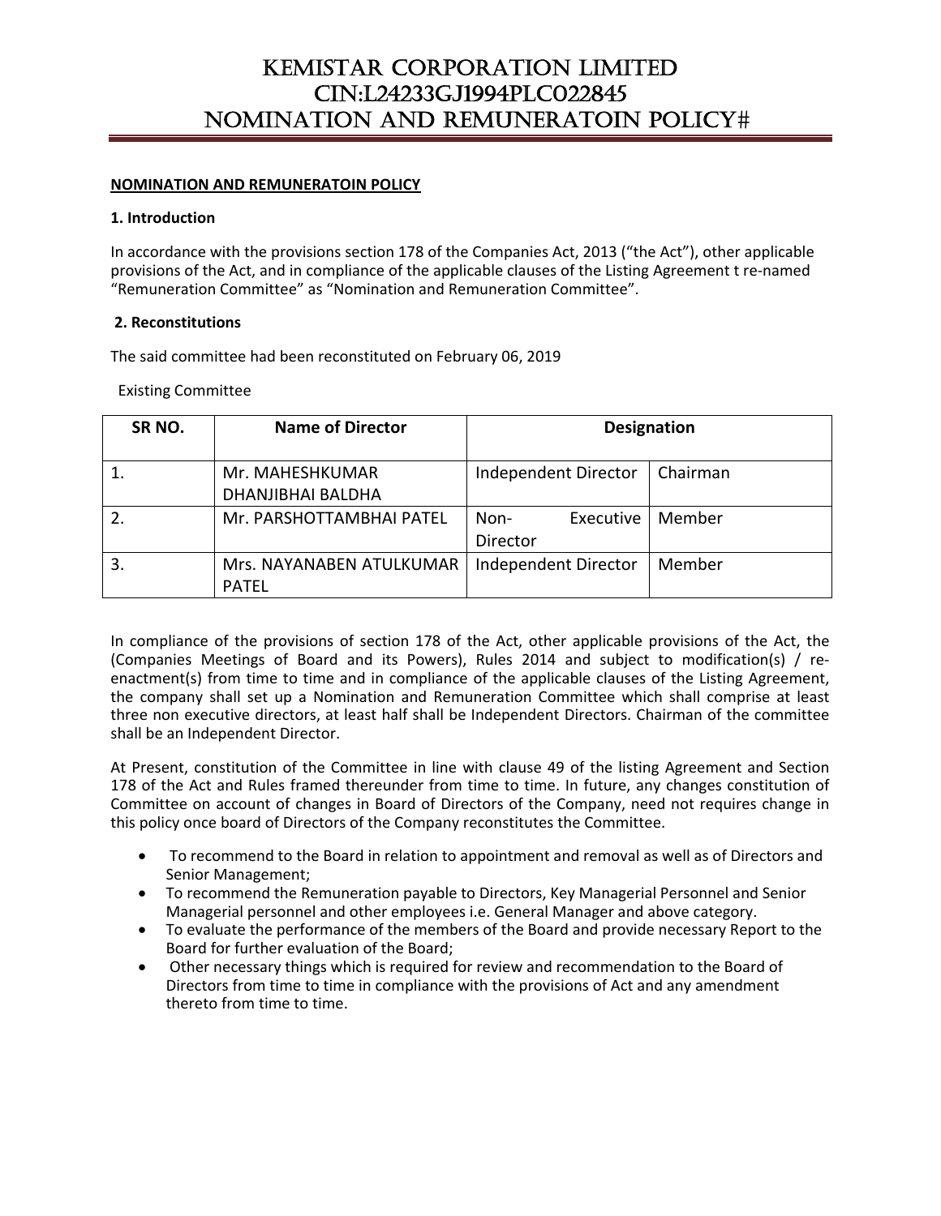# KEMISTAR CORPORATION LIMITED
# CIN:L24233GJ1994PLC022845
# NOMINATION AND REMUNERATOIN POLICY#

**NOMINATION AND REMUNERATOIN POLICY**

**1. Introduction**

In accordance with the provisions section 178 of the Companies Act, 2013 ("the Act"), other applicable provisions of the Act, and in compliance of the applicable clauses of the Listing Agreement t re-named "Remuneration Committee" as "Nomination and Remuneration Committee".

**2. Reconstitutions**

The said committee had been reconstituted on February 06, 2019

Existing Committee

| SR NO. | Name of Director | Designation | |
|---|---|---|---|
| 1. | Mr. MAHESHKUMAR DHANJIBHAI BALDHA | Independent Director | Chairman |
| 2. | Mr. PARSHOTTAMBHAI PATEL | Non- Executive Director | Member |
| 3. | Mrs. NAYANABEN ATULKUMAR PATEL | Independent Director | Member |

In compliance of the provisions of section 178 of the Act, other applicable provisions of the Act, the (Companies Meetings of Board and its Powers), Rules 2014 and subject to modification(s) / re-enactment(s) from time to time and in compliance of the applicable clauses of the Listing Agreement, the company shall set up a Nomination and Remuneration Committee which shall comprise at least three non executive directors, at least half shall be Independent Directors. Chairman of the committee shall be an Independent Director.

At Present, constitution of the Committee in line with clause 49 of the listing Agreement and Section 178 of the Act and Rules framed thereunder from time to time. In future, any changes constitution of Committee on account of changes in Board of Directors of the Company, need not requires change in this policy once board of Directors of the Company reconstitutes the Committee.

- To recommend to the Board in relation to appointment and removal as well as of Directors and Senior Management;
- To recommend the Remuneration payable to Directors, Key Managerial Personnel and Senior Managerial personnel and other employees i.e. General Manager and above category.
- To evaluate the performance of the members of the Board and provide necessary Report to the Board for further evaluation of the Board;
- Other necessary things which is required for review and recommendation to the Board of Directors from time to time in compliance with the provisions of Act and any amendment thereto from time to time.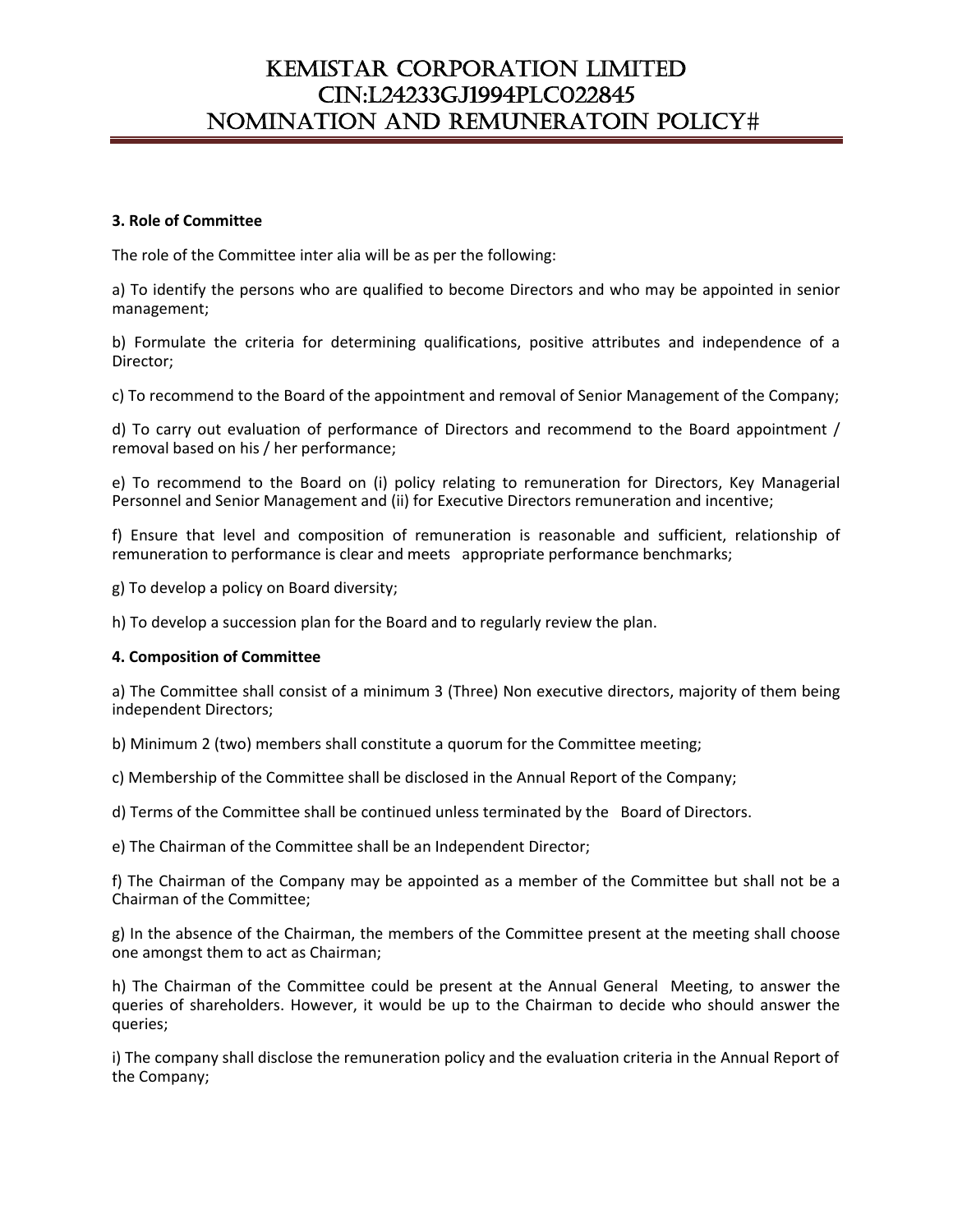### 3. Role of Committee

The role of the Committee inter alia will be as per the following:

a) To identify the persons who are qualified to become Directors and who may be appointed in senior management;

b) Formulate the criteria for determining qualifications, positive attributes and independence of a Director;

c) To recommend to the Board of the appointment and removal of Senior Management of the Company;

d) To carry out evaluation of performance of Directors and recommend to the Board appointment / removal based on his / her performance;

e) To recommend to the Board on (i) policy relating to remuneration for Directors, Key Managerial Personnel and Senior Management and (ii) for Executive Directors remuneration and incentive;

f) Ensure that level and composition of remuneration is reasonable and sufficient, relationship of remuneration to performance is clear and meets appropriate performance benchmarks;

g) To develop a policy on Board diversity;

h) To develop a succession plan for the Board and to regularly review the plan.

### 4. Composition of Committee

a) The Committee shall consist of a minimum 3 (Three) Non executive directors, majority of them being independent Directors;

b) Minimum 2 (two) members shall constitute a quorum for the Committee meeting;

c) Membership of the Committee shall be disclosed in the Annual Report of the Company;

d) Terms of the Committee shall be continued unless terminated by the Board of Directors.

e) The Chairman of the Committee shall be an Independent Director;

f) The Chairman of the Company may be appointed as a member of the Committee but shall not be a Chairman of the Committee;

g) In the absence of the Chairman, the members of the Committee present at the meeting shall choose one amongst them to act as Chairman;

h) The Chairman of the Committee could be present at the Annual General Meeting, to answer the queries of shareholders. However, it would be up to the Chairman to decide who should answer the queries;

i) The company shall disclose the remuneration policy and the evaluation criteria in the Annual Report of the Company;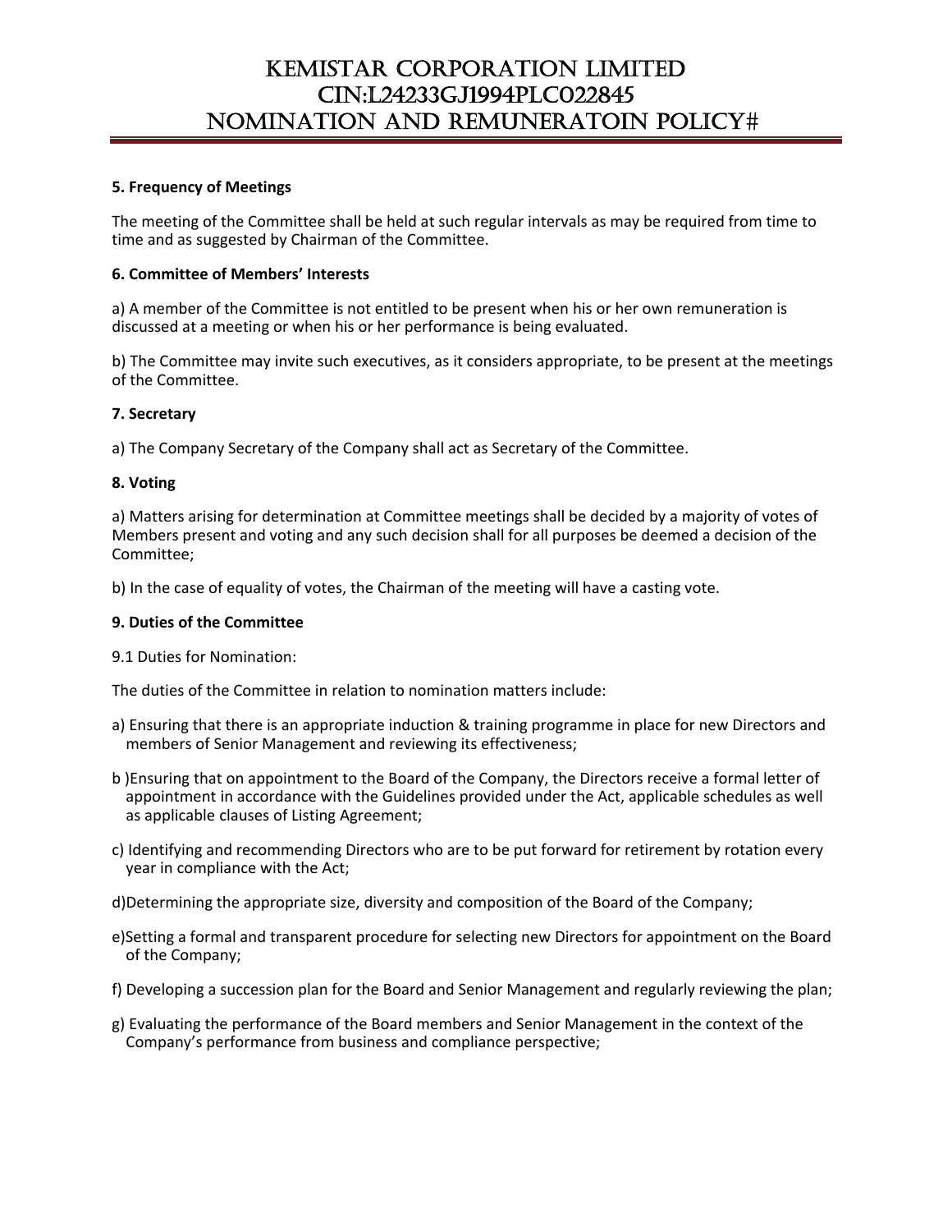**5. Frequency of Meetings**

The meeting of the Committee shall be held at such regular intervals as may be required from time to time and as suggested by Chairman of the Committee.

**6. Committee of Members' Interests**

a) A member of the Committee is not entitled to be present when his or her own remuneration is discussed at a meeting or when his or her performance is being evaluated.

b) The Committee may invite such executives, as it considers appropriate, to be present at the meetings of the Committee.

**7. Secretary**

a) The Company Secretary of the Company shall act as Secretary of the Committee.

**8. Voting**

a) Matters arising for determination at Committee meetings shall be decided by a majority of votes of Members present and voting and any such decision shall for all purposes be deemed a decision of the Committee;

b) In the case of equality of votes, the Chairman of the meeting will have a casting vote.

**9. Duties of the Committee**

9.1 Duties for Nomination:

The duties of the Committee in relation to nomination matters include:

a) Ensuring that there is an appropriate induction & training programme in place for new Directors and members of Senior Management and reviewing its effectiveness;

b )Ensuring that on appointment to the Board of the Company, the Directors receive a formal letter of appointment in accordance with the Guidelines provided under the Act, applicable schedules as well as applicable clauses of Listing Agreement;

c) Identifying and recommending Directors who are to be put forward for retirement by rotation every year in compliance with the Act;

d)Determining the appropriate size, diversity and composition of the Board of the Company;

e)Setting a formal and transparent procedure for selecting new Directors for appointment on the Board of the Company;

f) Developing a succession plan for the Board and Senior Management and regularly reviewing the plan;

g) Evaluating the performance of the Board members and Senior Management in the context of the Company's performance from business and compliance perspective;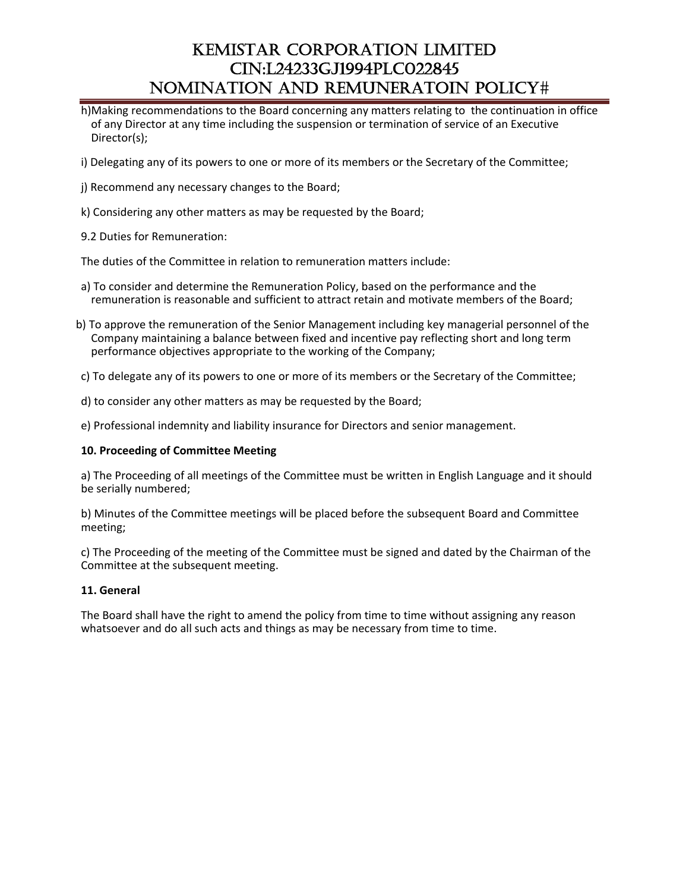h)Making recommendations to the Board concerning any matters relating to the continuation in office of any Director at any time including the suspension or termination of service of an Executive Director(s);

i) Delegating any of its powers to one or more of its members or the Secretary of the Committee;

j) Recommend any necessary changes to the Board;

k) Considering any other matters as may be requested by the Board;

9.2 Duties for Remuneration:

The duties of the Committee in relation to remuneration matters include:

a) To consider and determine the Remuneration Policy, based on the performance and the remuneration is reasonable and sufficient to attract retain and motivate members of the Board;

b) To approve the remuneration of the Senior Management including key managerial personnel of the Company maintaining a balance between fixed and incentive pay reflecting short and long term performance objectives appropriate to the working of the Company;

c) To delegate any of its powers to one or more of its members or the Secretary of the Committee;

d) to consider any other matters as may be requested by the Board;

e) Professional indemnity and liability insurance for Directors and senior management.

**10. Proceeding of Committee Meeting**

a) The Proceeding of all meetings of the Committee must be written in English Language and it should be serially numbered;

b) Minutes of the Committee meetings will be placed before the subsequent Board and Committee meeting;

c) The Proceeding of the meeting of the Committee must be signed and dated by the Chairman of the Committee at the subsequent meeting.

**11. General**

The Board shall have the right to amend the policy from time to time without assigning any reason whatsoever and do all such acts and things as may be necessary from time to time.